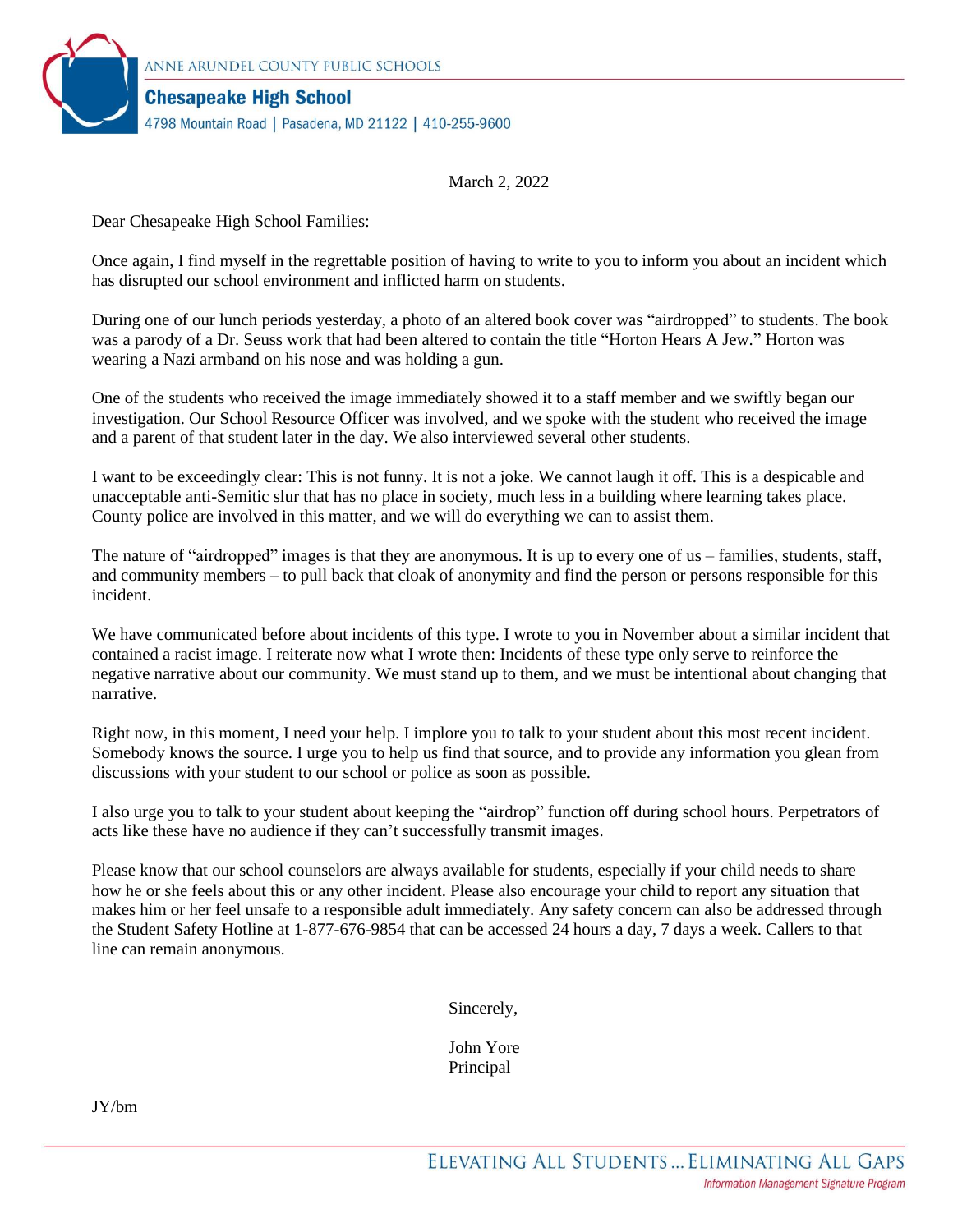ANNE ARUNDEL COUNTY PUBLIC SCHOOLS

**Chesapeake High School**

4798 Mountain Road | Pasadena, MD 21122 | 410-255-9600

March 2, 2022

Dear Chesapeake High School Families:

Once again, I find myself in the regrettable position of having to write to you to inform you about an incident which has disrupted our school environment and inflicted harm on students.

During one of our lunch periods yesterday, a photo of an altered book cover was "airdropped" to students. The book was a parody of a Dr. Seuss work that had been altered to contain the title "Horton Hears A Jew." Horton was wearing a Nazi armband on his nose and was holding a gun.

One of the students who received the image immediately showed it to a staff member and we swiftly began our investigation. Our School Resource Officer was involved, and we spoke with the student who received the image and a parent of that student later in the day. We also interviewed several other students.

I want to be exceedingly clear: This is not funny. It is not a joke. We cannot laugh it off. This is a despicable and unacceptable anti-Semitic slur that has no place in society, much less in a building where learning takes place. County police are involved in this matter, and we will do everything we can to assist them.

The nature of "airdropped" images is that they are anonymous. It is up to every one of us – families, students, staff, and community members – to pull back that cloak of anonymity and find the person or persons responsible for this incident.

We have communicated before about incidents of this type. I wrote to you in November about a similar incident that contained a racist image. I reiterate now what I wrote then: Incidents of these type only serve to reinforce the negative narrative about our community. We must stand up to them, and we must be intentional about changing that narrative.

Right now, in this moment, I need your help. I implore you to talk to your student about this most recent incident. Somebody knows the source. I urge you to help us find that source, and to provide any information you glean from discussions with your student to our school or police as soon as possible.

I also urge you to talk to your student about keeping the "airdrop" function off during school hours. Perpetrators of acts like these have no audience if they can't successfully transmit images.

Please know that our school counselors are always available for students, especially if your child needs to share how he or she feels about this or any other incident. Please also encourage your child to report any situation that makes him or her feel unsafe to a responsible adult immediately. Any safety concern can also be addressed through the Student Safety Hotline at 1-877-676-9854 that can be accessed 24 hours a day, 7 days a week. Callers to that line can remain anonymous.

Sincerely,

John Yore
Principal

JY/bm

ELEVATING ALL STUDENTS ... ELIMINATING ALL GAPS

*Information Management Signature Program*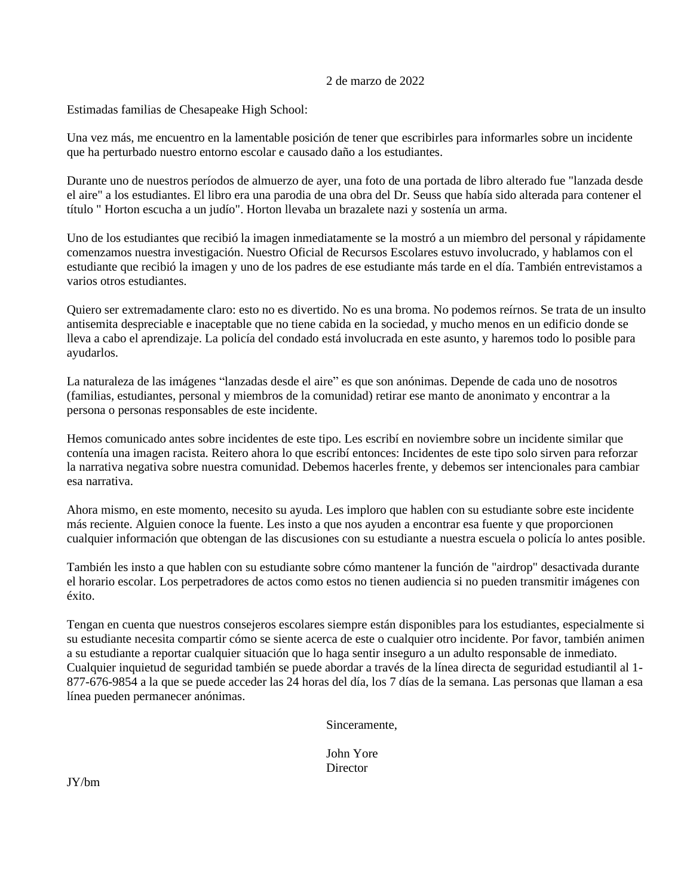2 de marzo de 2022

Estimadas familias de Chesapeake High School:

Una vez más, me encuentro en la lamentable posición de tener que escribirles para informarles sobre un incidente que ha perturbado nuestro entorno escolar e causado daño a los estudiantes.

Durante uno de nuestros períodos de almuerzo de ayer, una foto de una portada de libro alterado fue "lanzada desde el aire" a los estudiantes. El libro era una parodia de una obra del Dr. Seuss que había sido alterada para contener el título " Horton escucha a un judío". Horton llevaba un brazalete nazi y sostenía un arma.

Uno de los estudiantes que recibió la imagen inmediatamente se la mostró a un miembro del personal y rápidamente comenzamos nuestra investigación. Nuestro Oficial de Recursos Escolares estuvo involucrado, y hablamos con el estudiante que recibió la imagen y uno de los padres de ese estudiante más tarde en el día. También entrevistamos a varios otros estudiantes.

Quiero ser extremadamente claro: esto no es divertido. No es una broma. No podemos reírnos. Se trata de un insulto antisemita despreciable e inaceptable que no tiene cabida en la sociedad, y mucho menos en un edificio donde se lleva a cabo el aprendizaje. La policía del condado está involucrada en este asunto, y haremos todo lo posible para ayudarlos.

La naturaleza de las imágenes "lanzadas desde el aire" es que son anónimas. Depende de cada uno de nosotros (familias, estudiantes, personal y miembros de la comunidad) retirar ese manto de anonimato y encontrar a la persona o personas responsables de este incidente.

Hemos comunicado antes sobre incidentes de este tipo. Les escribí en noviembre sobre un incidente similar que contenía una imagen racista. Reitero ahora lo que escribí entonces: Incidentes de este tipo solo sirven para reforzar la narrativa negativa sobre nuestra comunidad. Debemos hacerles frente, y debemos ser intencionales para cambiar esa narrativa.

Ahora mismo, en este momento, necesito su ayuda. Les imploro que hablen con su estudiante sobre este incidente más reciente. Alguien conoce la fuente. Les insto a que nos ayuden a encontrar esa fuente y que proporcionen cualquier información que obtengan de las discusiones con su estudiante a nuestra escuela o policía lo antes posible.

También les insto a que hablen con su estudiante sobre cómo mantener la función de "airdrop" desactivada durante el horario escolar. Los perpetradores de actos como estos no tienen audiencia si no pueden transmitir imágenes con éxito.

Tengan en cuenta que nuestros consejeros escolares siempre están disponibles para los estudiantes, especialmente si su estudiante necesita compartir cómo se siente acerca de este o cualquier otro incidente. Por favor, también animen a su estudiante a reportar cualquier situación que lo haga sentir inseguro a un adulto responsable de inmediato. Cualquier inquietud de seguridad también se puede abordar a través de la línea directa de seguridad estudiantil al 1-877-676-9854 a la que se puede acceder las 24 horas del día, los 7 días de la semana. Las personas que llaman a esa línea pueden permanecer anónimas.

Sinceramente,

John Yore
Director

JY/bm